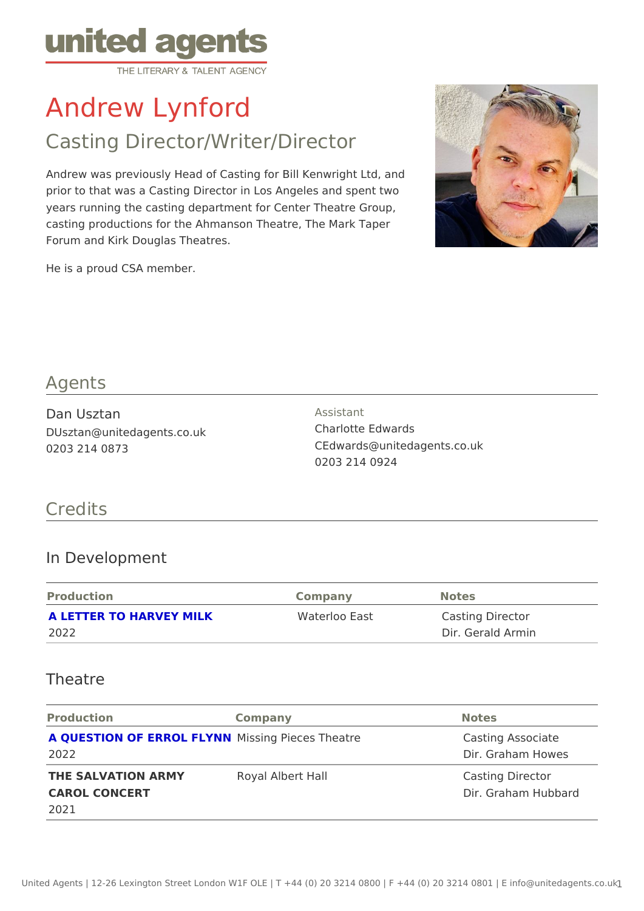# Andrew Lynford

## Casting Director/Writer/Director

Andrew was previously Head of Casting for Bill Kenwright Ltd, and prior to that was a Casting Director in Los Angeles and spent two years running the casting department for Center Theatre Group, casting productions for the Ahmanson Theatre, The Mark Taper Forum and Kirk Douglas Theatres.

He is a proud CSA member.

## Agents

Dan Usztan
DUsztan@unitedagents.co.uk
0203 214 0873

Assistant
Charlotte Edwards
CEdwards@unitedagents.co.uk
0203 214 0924

## Credits

### In Development

| Production | Company | Notes |
|---|---|---|
| **A LETTER TO HARVEY MILK** 2022 | Waterloo East | Casting Director Dir. Gerald Armin |

### Theatre

| Production | Company | Notes |
|---|---|---|
| **A QUESTION OF ERROL FLYNN** 2022 | Missing Pieces Theatre | Casting Associate Dir. Graham Howes |
| **THE SALVATION ARMY CAROL CONCERT** 2021 | Royal Albert Hall | Casting Director Dir. Graham Hubbard |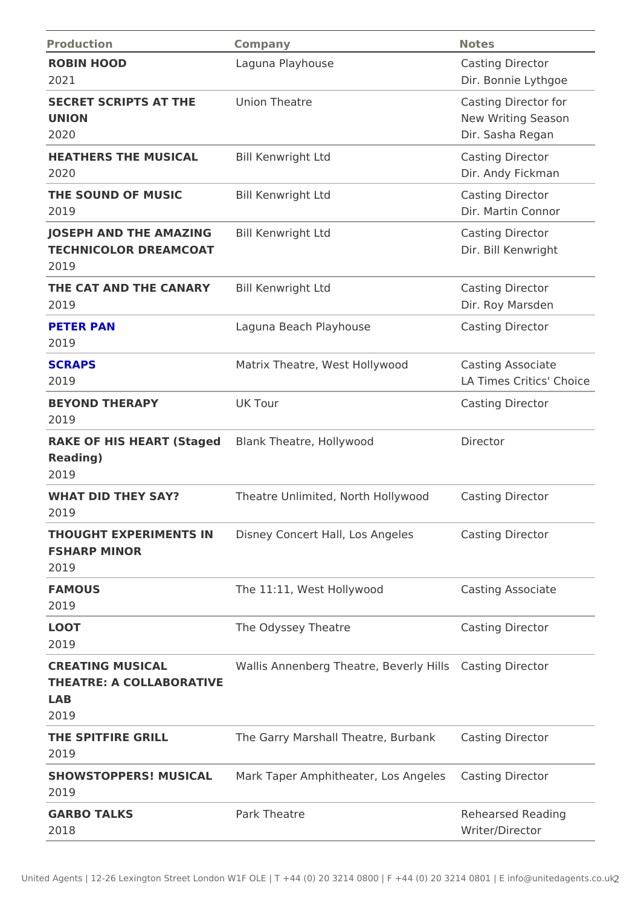| Production | Company | Notes |
|---|---|---|
| **ROBIN HOOD**<br>2021 | Laguna Playhouse | Casting Director<br>Dir. Bonnie Lythgoe |
| **SECRET SCRIPTS AT THE UNION**<br>2020 | Union Theatre | Casting Director for New Writing Season<br>Dir. Sasha Regan |
| **HEATHERS THE MUSICAL**<br>2020 | Bill Kenwright Ltd | Casting Director<br>Dir. Andy Fickman |
| **THE SOUND OF MUSIC**<br>2019 | Bill Kenwright Ltd | Casting Director<br>Dir. Martin Connor |
| **JOSEPH AND THE AMAZING TECHNICOLOR DREAMCOAT**<br>2019 | Bill Kenwright Ltd | Casting Director<br>Dir. Bill Kenwright |
| **THE CAT AND THE CANARY**<br>2019 | Bill Kenwright Ltd | Casting Director<br>Dir. Roy Marsden |
| **PETER PAN**<br>2019 | Laguna Beach Playhouse | Casting Director |
| **SCRAPS**<br>2019 | Matrix Theatre, West Hollywood | Casting Associate<br>LA Times Critics' Choice |
| **BEYOND THERAPY**<br>2019 | UK Tour | Casting Director |
| **RAKE OF HIS HEART (Staged Reading)**<br>2019 | Blank Theatre, Hollywood | Director |
| **WHAT DID THEY SAY?**<br>2019 | Theatre Unlimited, North Hollywood | Casting Director |
| **THOUGHT EXPERIMENTS IN FSHARP MINOR**<br>2019 | Disney Concert Hall, Los Angeles | Casting Director |
| **FAMOUS**<br>2019 | The 11:11, West Hollywood | Casting Associate |
| **LOOT**<br>2019 | The Odyssey Theatre | Casting Director |
| **CREATING MUSICAL THEATRE: A COLLABORATIVE LAB**<br>2019 | Wallis Annenberg Theatre, Beverly Hills | Casting Director |
| **THE SPITFIRE GRILL**<br>2019 | The Garry Marshall Theatre, Burbank | Casting Director |
| **SHOWSTOPPERS! MUSICAL**<br>2019 | Mark Taper Amphitheater, Los Angeles | Casting Director |
| **GARBO TALKS**<br>2018 | Park Theatre | Rehearsed Reading<br>Writer/Director |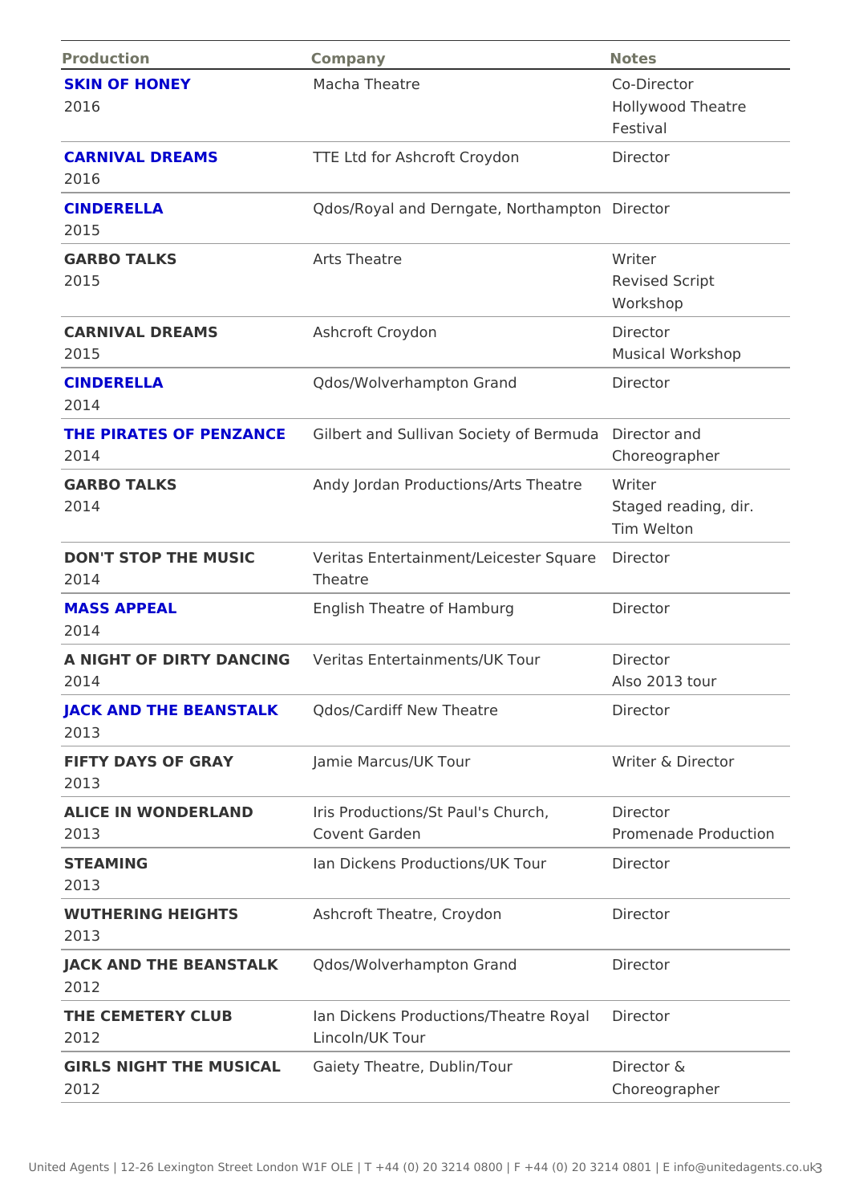| Production | Company | Notes |
| --- | --- | --- |
| **SKIN OF HONEY** 2016 | Macha Theatre | Co-Director Hollywood Theatre Festival |
| **CARNIVAL DREAMS** 2016 | TTE Ltd for Ashcroft Croydon | Director |
| **CINDERELLA** 2015 | Qdos/Royal and Derngate, Northampton | Director |
| **GARBO TALKS** 2015 | Arts Theatre | Writer Revised Script Workshop |
| **CARNIVAL DREAMS** 2015 | Ashcroft Croydon | Director Musical Workshop |
| **CINDERELLA** 2014 | Qdos/Wolverhampton Grand | Director |
| **THE PIRATES OF PENZANCE** 2014 | Gilbert and Sullivan Society of Bermuda | Director and Choreographer |
| **GARBO TALKS** 2014 | Andy Jordan Productions/Arts Theatre | Writer Staged reading, dir. Tim Welton |
| **DON'T STOP THE MUSIC** 2014 | Veritas Entertainment/Leicester Square Theatre | Director |
| **MASS APPEAL** 2014 | English Theatre of Hamburg | Director |
| **A NIGHT OF DIRTY DANCING** 2014 | Veritas Entertainments/UK Tour | Director Also 2013 tour |
| **JACK AND THE BEANSTALK** 2013 | Qdos/Cardiff New Theatre | Director |
| **FIFTY DAYS OF GRAY** 2013 | Jamie Marcus/UK Tour | Writer & Director |
| **ALICE IN WONDERLAND** 2013 | Iris Productions/St Paul's Church, Covent Garden | Director Promenade Production |
| **STEAMING** 2013 | Ian Dickens Productions/UK Tour | Director |
| **WUTHERING HEIGHTS** 2013 | Ashcroft Theatre, Croydon | Director |
| **JACK AND THE BEANSTALK** 2012 | Qdos/Wolverhampton Grand | Director |
| **THE CEMETERY CLUB** 2012 | Ian Dickens Productions/Theatre Royal Lincoln/UK Tour | Director |
| **GIRLS NIGHT THE MUSICAL** 2012 | Gaiety Theatre, Dublin/Tour | Director & Choreographer |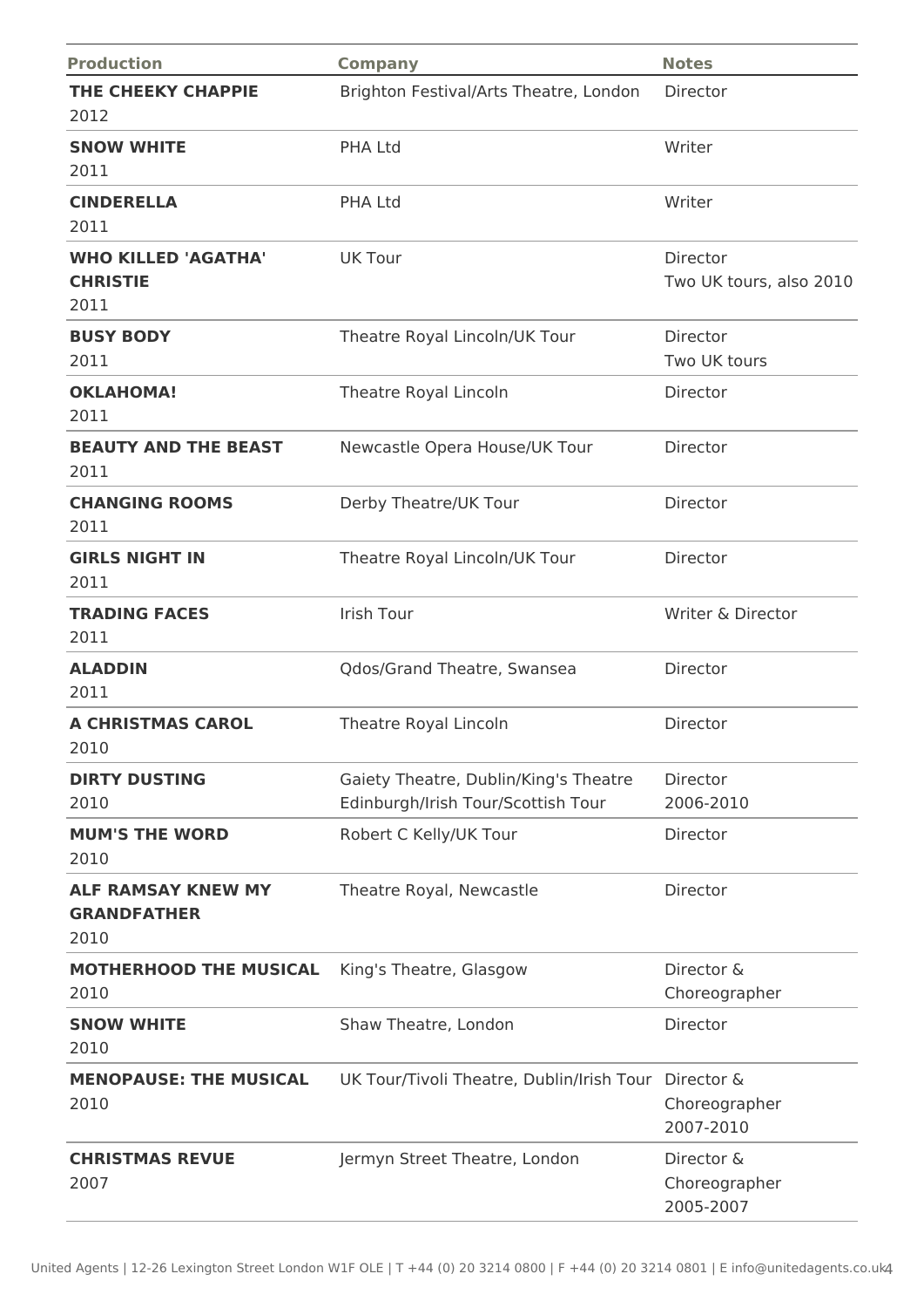| Production | Company | Notes |
|---|---|---|
| **THE CHEEKY CHAPPIE** 2012 | Brighton Festival/Arts Theatre, London | Director |
| **SNOW WHITE** 2011 | PHA Ltd | Writer |
| **CINDERELLA** 2011 | PHA Ltd | Writer |
| **WHO KILLED 'AGATHA' CHRISTIE** 2011 | UK Tour | Director Two UK tours, also 2010 |
| **BUSY BODY** 2011 | Theatre Royal Lincoln/UK Tour | Director Two UK tours |
| **OKLAHOMA!** 2011 | Theatre Royal Lincoln | Director |
| **BEAUTY AND THE BEAST** 2011 | Newcastle Opera House/UK Tour | Director |
| **CHANGING ROOMS** 2011 | Derby Theatre/UK Tour | Director |
| **GIRLS NIGHT IN** 2011 | Theatre Royal Lincoln/UK Tour | Director |
| **TRADING FACES** 2011 | Irish Tour | Writer & Director |
| **ALADDIN** 2011 | Qdos/Grand Theatre, Swansea | Director |
| **A CHRISTMAS CAROL** 2010 | Theatre Royal Lincoln | Director |
| **DIRTY DUSTING** 2010 | Gaiety Theatre, Dublin/King's Theatre Edinburgh/Irish Tour/Scottish Tour | Director 2006-2010 |
| **MUM'S THE WORD** 2010 | Robert C Kelly/UK Tour | Director |
| **ALF RAMSAY KNEW MY GRANDFATHER** 2010 | Theatre Royal, Newcastle | Director |
| **MOTHERHOOD THE MUSICAL** 2010 | King's Theatre, Glasgow | Director & Choreographer |
| **SNOW WHITE** 2010 | Shaw Theatre, London | Director |
| **MENOPAUSE: THE MUSICAL** 2010 | UK Tour/Tivoli Theatre, Dublin/Irish Tour | Director & Choreographer 2007-2010 |
| **CHRISTMAS REVUE** 2007 | Jermyn Street Theatre, London | Director & Choreographer 2005-2007 |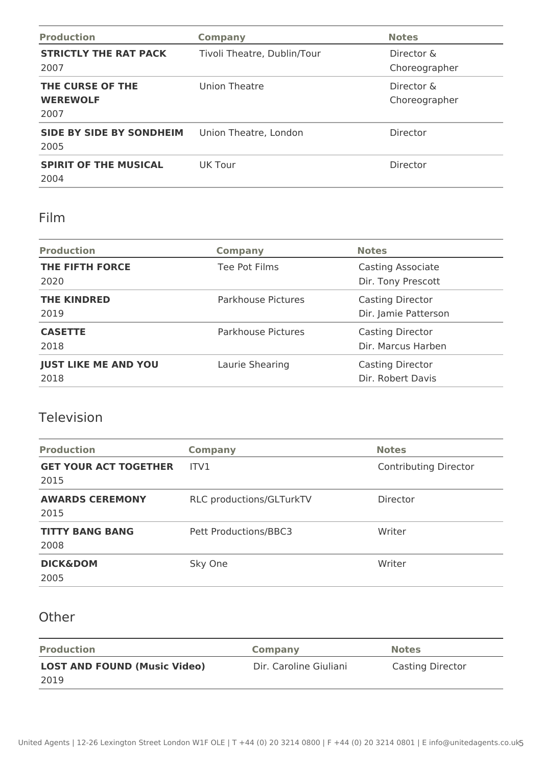| Production | Company | Notes |
| --- | --- | --- |
| **STRICTLY THE RAT PACK** 2007 | Tivoli Theatre, Dublin/Tour | Director & Choreographer |
| **THE CURSE OF THE WEREWOLF** 2007 | Union Theatre | Director & Choreographer |
| **SIDE BY SIDE BY SONDHEIM** 2005 | Union Theatre, London | Director |
| **SPIRIT OF THE MUSICAL** 2004 | UK Tour | Director |

## Film

| Production | Company | Notes |
| --- | --- | --- |
| **THE FIFTH FORCE** 2020 | Tee Pot Films | Casting Associate Dir. Tony Prescott |
| **THE KINDRED** 2019 | Parkhouse Pictures | Casting Director Dir. Jamie Patterson |
| **CASETTE** 2018 | Parkhouse Pictures | Casting Director Dir. Marcus Harben |
| **JUST LIKE ME AND YOU** 2018 | Laurie Shearing | Casting Director Dir. Robert Davis |

## Television

| Production | Company | Notes |
| --- | --- | --- |
| **GET YOUR ACT TOGETHER** 2015 | ITV1 | Contributing Director |
| **AWARDS CEREMONY** 2015 | RLC productions/GLTurkTV | Director |
| **TITTY BANG BANG** 2008 | Pett Productions/BBC3 | Writer |
| **DICK&DOM** 2005 | Sky One | Writer |

## Other

| Production | Company | Notes |
| --- | --- | --- |
| **LOST AND FOUND (Music Video)** 2019 | Dir. Caroline Giuliani | Casting Director |